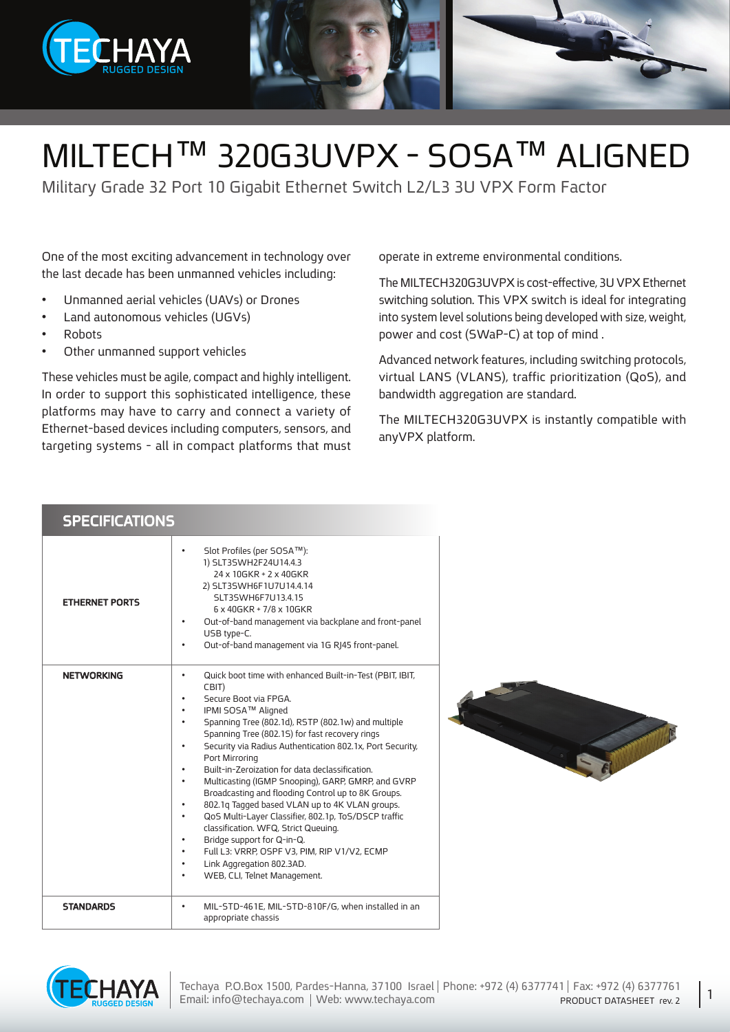# MILTECH™ 320G3UVPX - SOSA™ ALIGNED

Military Grade 32 Port 10 Gigabit Ethernet Switch L2/L3 3U VPX Form Factor

One of the most exciting advancement in technology over the last decade has been unmanned vehicles including:

- Unmanned aerial vehicles (UAVs) or Drones
- Land autonomous vehicles (UGVs)
- Robots
- Other unmanned support vehicles

These vehicles must be agile, compact and highly intelligent. In order to support this sophisticated intelligence, these platforms may have to carry and connect a variety of Ethernet-based devices including computers, sensors, and targeting systems - all in compact platforms that must operate in extreme environmental conditions.

The MILTECH320G3UVPX is cost-effective, 3U VPX Ethernet switching solution. This VPX switch is ideal for integrating into system level solutions being developed with size, weight, power and cost (SWaP-C) at top of mind .

Advanced network features, including switching protocols, virtual LANS (VLANS), traffic prioritization (QoS), and bandwidth aggregation are standard.

The MILTECH320G3UVPX is instantly compatible with anyVPX platform.

## SPECIFICATIONS

| | |
|---|---|
| **ETHERNET PORTS** | • Slot Profiles (per SOSA™):<br>1) SLT3SWH2F24U14.4.3<br>24 x 10GKR + 2 x 40GKR<br>2) SLT3SWH6F1U7U14.4.14<br>SLT3SWH6F7U13.4.15<br>6 x 40GKR + 7/8 x 10GKR<br>• Out-of-band management via backplane and front-panel USB type-C.<br>• Out-of-band management via 1G RJ45 front-panel. |
| **NETWORKING** | • Quick boot time with enhanced Built-in-Test (PBIT, IBIT, CBIT)<br>• Secure Boot via FPGA.<br>• IPMI SOSA™ Aligned<br>• Spanning Tree (802.1d), RSTP (802.1w) and multiple Spanning Tree (802.1S) for fast recovery rings<br>• Security via Radius Authentication 802.1x, Port Security, Port Mirroring<br>• Built-in-Zeroization for data declassification.<br>• Multicasting (IGMP Snooping), GARP, GMRP, and GVRP Broadcasting and flooding Control up to 8K Groups.<br>• 802.1q Tagged based VLAN up to 4K VLAN groups.<br>• QoS Multi-Layer Classifier, 802.1p, ToS/DSCP traffic classification. WFQ, Strict Queuing.<br>• Bridge support for Q-in-Q.<br>• Full L3: VRRP, OSPF V3, PIM, RIP V1/V2, ECMP<br>• Link Aggregation 802.3AD.<br>• WEB, CLI, Telnet Management. |
| **STANDARDS** | • MIL-STD-461E, MIL-STD-810F/G, when installed in an appropriate chassis |

Techaya P.O.Box 1500, Pardes-Hanna, 37100 Israel | Phone: +972 (4) 6377741 | Fax: +972 (4) 6377761
Email: info@techaya.com | Web: www.techaya.com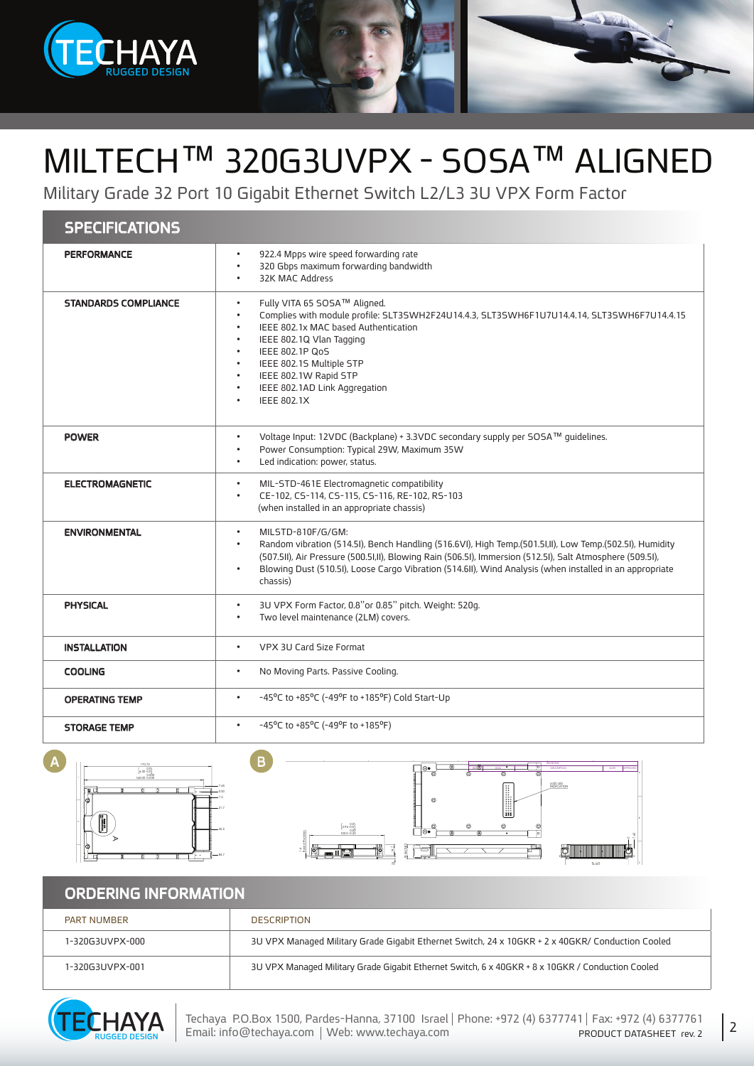# MILTECH™ 320G3UVPX - SOSA™ ALIGNED

Military Grade 32 Port 10 Gigabit Ethernet Switch L2/L3 3U VPX Form Factor

## SPECIFICATIONS

| | |
|---|---|
| **PERFORMANCE** | • 922.4 Mpps wire speed forwarding rate<br>• 320 Gbps maximum forwarding bandwidth<br>• 32K MAC Address |
| **STANDARDS COMPLIANCE** | • Fully VITA 65 SOSA™ Aligned.<br>• Complies with module profile: SLT3SWH2F24U14.4.3, SLT3SWH6F1U7U14.4.14, SLT3SWH6F7U14.4.15<br>• IEEE 802.1x MAC based Authentication<br>• IEEE 802.1Q Vlan Tagging<br>• IEEE 802.1P QoS<br>• IEEE 802.1S Multiple STP<br>• IEEE 802.1W Rapid STP<br>• IEEE 802.1AD Link Aggregation<br>• IEEE 802.1X |
| **POWER** | • Voltage Input: 12VDC (Backplane) + 3.3VDC secondary supply per SOSA™ guidelines.<br>• Power Consumption: Typical 29W, Maximum 35W<br>• Led indication: power, status. |
| **ELECTROMAGNETIC** | • MIL-STD-461E Electromagnetic compatibility<br>• CE-102, CS-114, CS-115, CS-116, RE-102, RS-103<br>(when installed in an appropriate chassis) |
| **ENVIRONMENTAL** | • MILSTD-810F/G/GM:<br>• Random vibration (514.5I), Bench Handling (516.6VI), High Temp.(501.5I,II), Low Temp.(502.5I), Humidity (507.5II), Air Pressure (500.5I,II), Blowing Rain (506.5I), Immersion (512.5I), Salt Atmosphere (509.5I),<br>• Blowing Dust (510.5I), Loose Cargo Vibration (514.6II), Wind Analysis (when installed in an appropriate chassis) |
| **PHYSICAL** | • 3U VPX Form Factor, 0.8"or 0.85" pitch. Weight: 520g.<br>• Two level maintenance (2LM) covers. |
| **INSTALLATION** | • VPX 3U Card Size Format |
| **COOLING** | • No Moving Parts. Passive Cooling. |
| **OPERATING TEMP** | • -45°C to +85°C (-49°F to +185°F) Cold Start-Up |
| **STORAGE TEMP** | • -45°C to +85°C (-49°F to +185°F) |

A

B

## ORDERING INFORMATION

| PART NUMBER | DESCRIPTION |
|---|---|
| 1-320G3UVPX-000 | 3U VPX Managed Military Grade Gigabit Ethernet Switch, 24 x 10GKR + 2 x 40GKR/ Conduction Cooled |
| 1-320G3UVPX-001 | 3U VPX Managed Military Grade Gigabit Ethernet Switch, 6 x 40GKR + 8 x 10GKR / Conduction Cooled |

Techaya P.O.Box 1500, Pardes-Hanna, 37100 Israel | Phone: +972 (4) 6377741 | Fax: +972 (4) 6377761
Email: info@techaya.com | Web: www.techaya.com
PRODUCT DATASHEET rev. 2